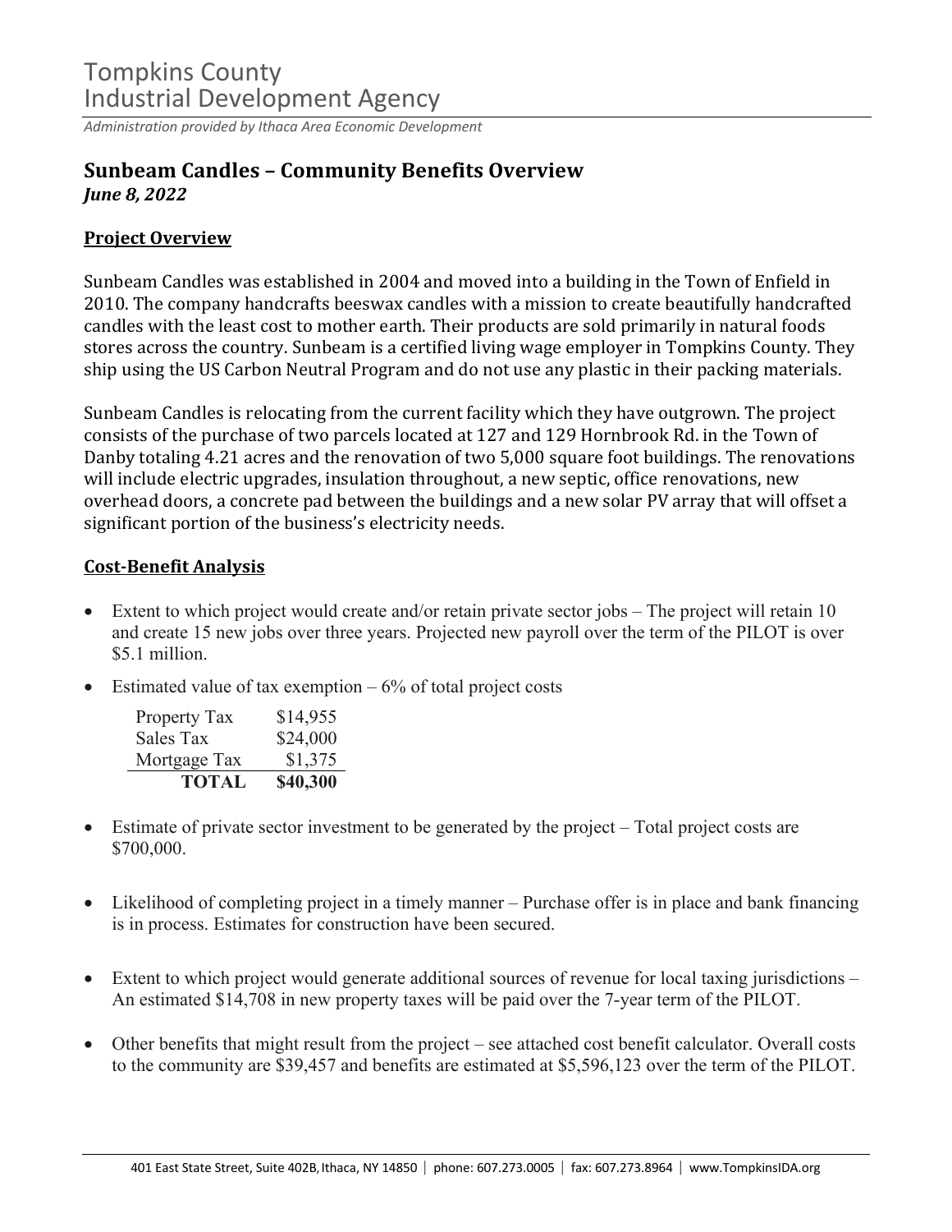# Tompkins County Industrial Development Agency

*Administration provided by Ithaca Area Economic Development*

## Sunbeam Candles – Community Benefits Overview

***June 8, 2022***

### Project Overview

Sunbeam Candles was established in 2004 and moved into a building in the Town of Enfield in 2010. The company handcrafts beeswax candles with a mission to create beautifully handcrafted candles with the least cost to mother earth. Their products are sold primarily in natural foods stores across the country. Sunbeam is a certified living wage employer in Tompkins County. They ship using the US Carbon Neutral Program and do not use any plastic in their packing materials.

Sunbeam Candles is relocating from the current facility which they have outgrown. The project consists of the purchase of two parcels located at 127 and 129 Hornbrook Rd. in the Town of Danby totaling 4.21 acres and the renovation of two 5,000 square foot buildings. The renovations will include electric upgrades, insulation throughout, a new septic, office renovations, new overhead doors, a concrete pad between the buildings and a new solar PV array that will offset a significant portion of the business's electricity needs.

### Cost-Benefit Analysis

- Extent to which project would create and/or retain private sector jobs – The project will retain 10 and create 15 new jobs over three years. Projected new payroll over the term of the PILOT is over $5.1 million.
- Estimated value of tax exemption – 6% of total project costs

| | |
|---|---|
| Property Tax | $14,955 |
| Sales Tax | $24,000 |
| Mortgage Tax | $1,375 |
| **TOTAL** | **$40,300** |

- Estimate of private sector investment to be generated by the project – Total project costs are $700,000.
- Likelihood of completing project in a timely manner – Purchase offer is in place and bank financing is in process. Estimates for construction have been secured.
- Extent to which project would generate additional sources of revenue for local taxing jurisdictions – An estimated $14,708 in new property taxes will be paid over the 7-year term of the PILOT.
- Other benefits that might result from the project – see attached cost benefit calculator. Overall costs to the community are $39,457 and benefits are estimated at $5,596,123 over the term of the PILOT.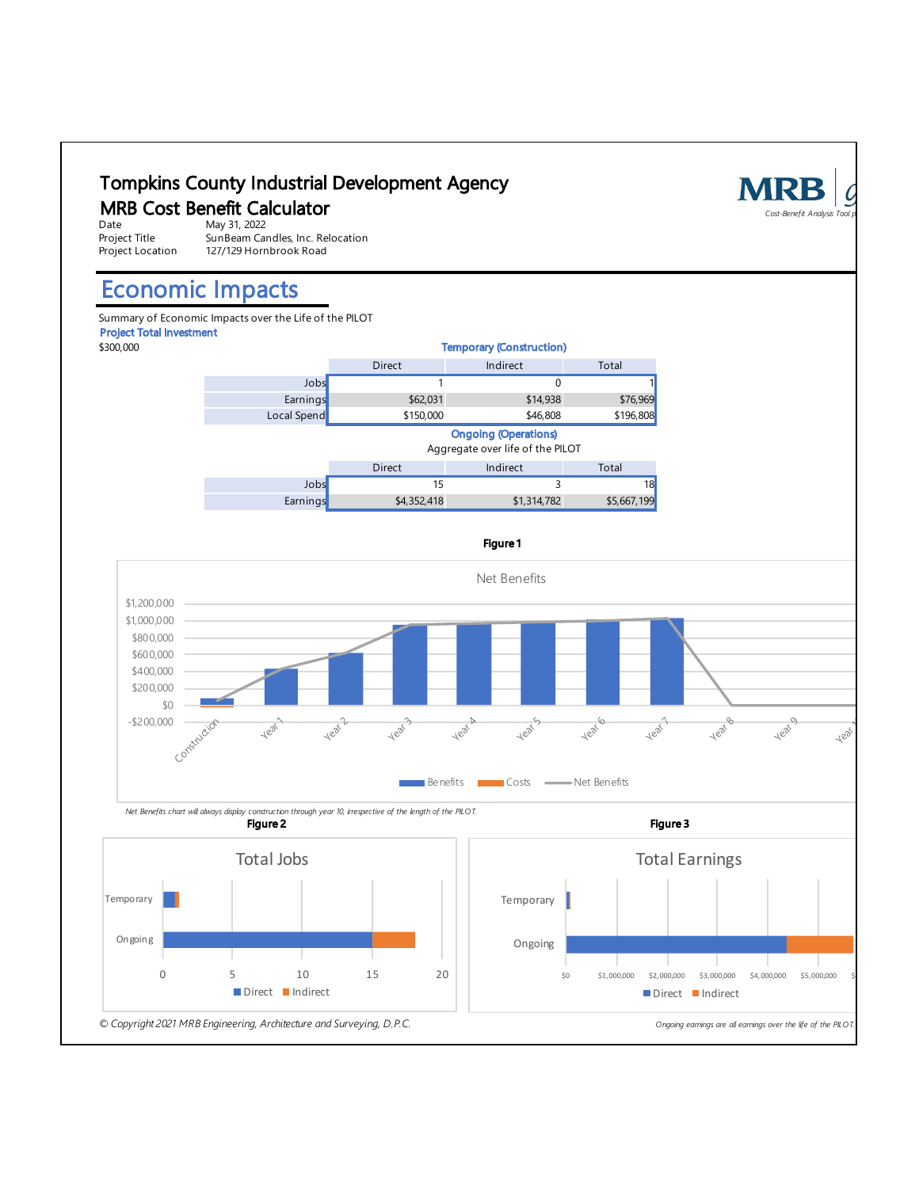# Tompkins County Industrial Development Agency

## MRB Cost Benefit Calculator

Date May 31, 2022
Project Title SunBeam Candles, Inc. Relocation
Project Location 127/129 Hornbrook Road

## Economic Impacts

Summary of Economic Impacts over the Life of the PILOT

**Project Total Investment**
$300,000

**Temporary (Construction)**

| | Direct | Indirect | Total |
|---|---|---|---|
| Jobs | 1 | 0 | 1 |
| Earnings | $62,031 | $14,938 | $76,969 |
| Local Spend | $150,000 | $46,808 | $196,808 |

**Ongoing (Operations)**

Aggregate over life of the PILOT

| | Direct | Indirect | Total |
|---|---|---|---|
| Jobs | 15 | 3 | 18 |
| Earnings | $4,352,418 | $1,314,782 | $5,667,199 |

**Figure 1**

*Net Benefits chart will always display construction through year 10, irrespective of the length of the PILOT.*

**Figure 2**

**Figure 3**

*Ongoing earnings are all earnings over the life of the PILOT.*

*© Copyright 2021 MRB Engineering, Architecture and Surveying, D.P.C.*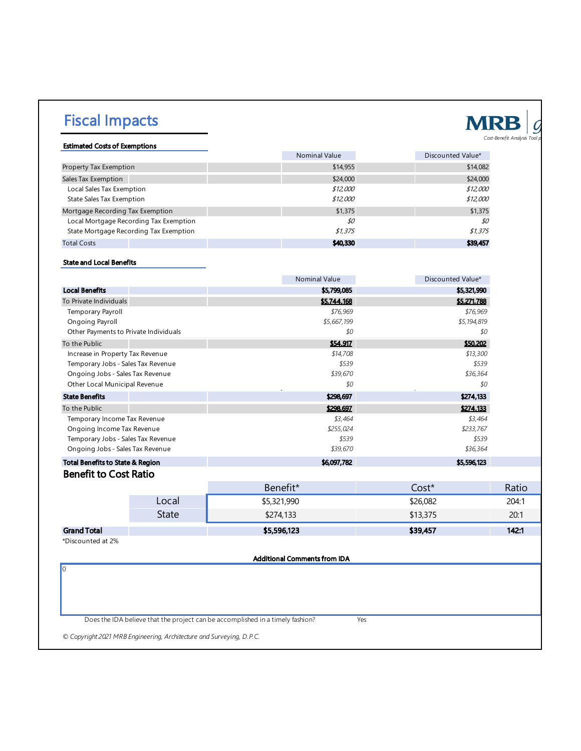# Fiscal Impacts

MRB
*Cost-Benefit Analysis Tool*

### Estimated Costs of Exemptions

| | Nominal Value | Discounted Value* |
|---|---|---|
| Property Tax Exemption | $14,955 | $14,082 |
| Sales Tax Exemption | $24,000 | $24,000 |
| Local Sales Tax Exemption | *$12,000* | *$12,000* |
| State Sales Tax Exemption | *$12,000* | *$12,000* |
| Mortgage Recording Tax Exemption | $1,375 | $1,375 |
| Local Mortgage Recording Tax Exemption | *$0* | *$0* |
| State Mortgage Recording Tax Exemption | *$1,375* | *$1,375* |
| Total Costs | **$40,330** | **$39,457** |

### State and Local Benefits

| | Nominal Value | Discounted Value* |
|---|---|---|
| **Local Benefits** | **$5,799,085** | **$5,321,990** |
| To Private Individuals | **$5,744,168** | **$5,271,788** |
| Temporary Payroll | *$76,969* | *$76,969* |
| Ongoing Payroll | *$5,667,199* | *$5,194,819* |
| Other Payments to Private Individuals | *$0* | *$0* |
| To the Public | **$54,917** | **$50,202** |
| Increase in Property Tax Revenue | *$14,708* | *$13,300* |
| Temporary Jobs - Sales Tax Revenue | *$539* | *$539* |
| Ongoing Jobs - Sales Tax Revenue | *$39,670* | *$36,364* |
| Other Local Municipal Revenue | *$0* | *$0* |
| **State Benefits** | **$298,697** | **$274,133** |
| To the Public | **$298,697** | **$274,133** |
| Temporary Income Tax Revenue | *$3,464* | *$3,464* |
| Ongoing Income Tax Revenue | *$255,024* | *$233,767* |
| Temporary Jobs - Sales Tax Revenue | *$539* | *$539* |
| Ongoing Jobs - Sales Tax Revenue | *$39,670* | *$36,364* |
| **Total Benefits to State & Region** | **$6,097,782** | **$5,596,123** |

## Benefit to Cost Ratio

| | Benefit* | Cost* | Ratio |
|---|---|---|---|
| Local | $5,321,990 | $26,082 | 204:1 |
| State | $274,133 | $13,375 | 20:1 |
| **Grand Total** | **$5,596,123** | **$39,457** | **142:1** |

*Discounted at 2%

**Additional Comments from IDA**

0

Does the IDA believe that the project can be accomplished in a timely fashion? Yes

*© Copyright 2021 MRB Engineering, Architecture and Surveying, D.P.C.*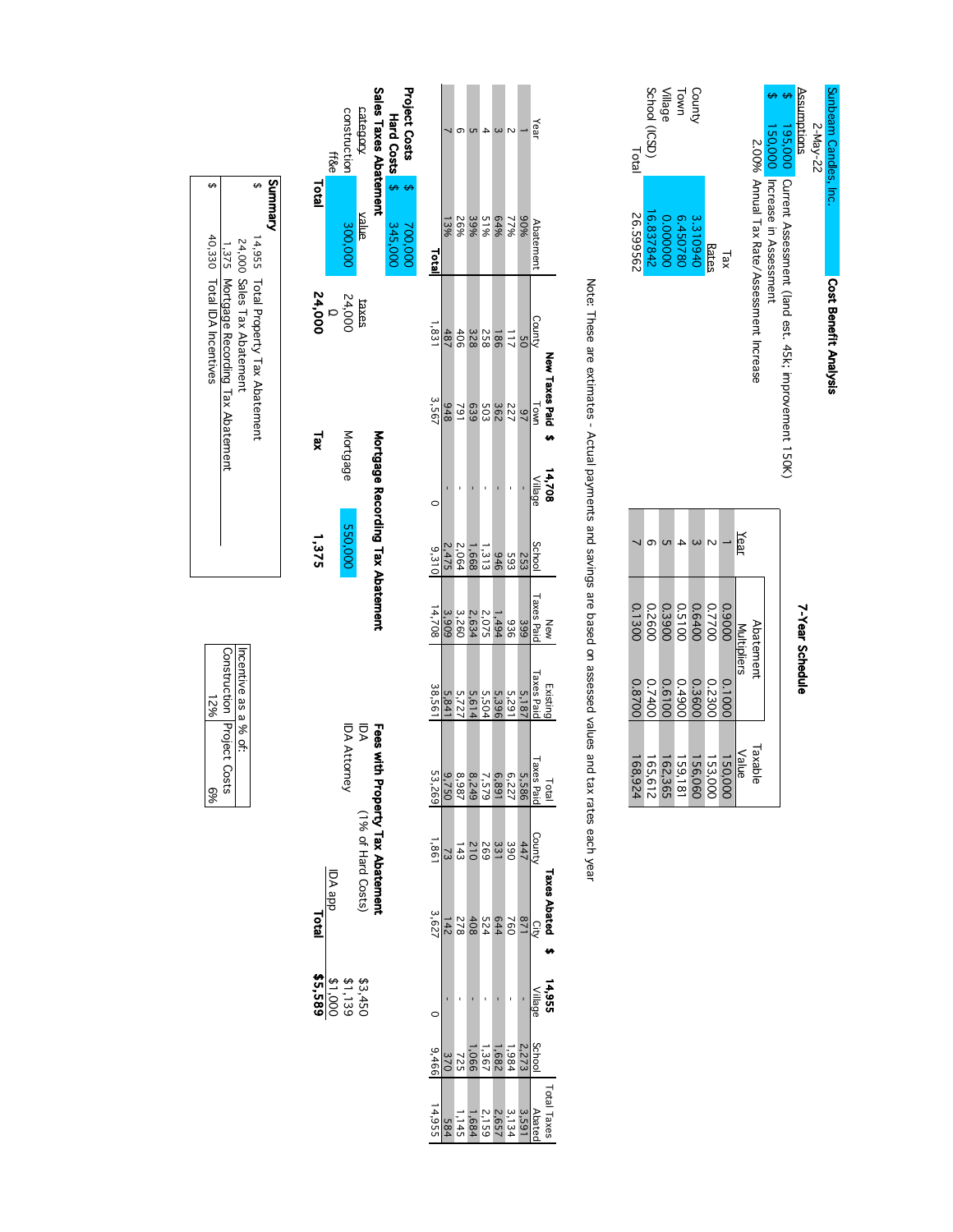Sunbeam Candles, Inc. **Cost Benefit Analysis**

2-May-22

Assumptions

| | | |
|---|---|---|
| $ | 195,000 | Current Assessment (land est. 45k; improvement 150K) |
| $ | 150,000 | Increase in Assessment |
| | 2.00% | Annual Tax Rate/Assessment Increase |

| | Tax Rates |
|---|---|
| County | 3.310940 |
| Town | 6.450780 |
| Village | 0.000000 |
| School (ICSD) | 16.837842 |
| Total | 26.599562 |

**7-Year Schedule**

| Year | Abatement Multipliers | Taxable Value |
|---|---|---|
| 1 | 0.9000 | 0.1000 | 150,000 |
| 2 | 0.7700 | 0.2300 | 153,000 |
| 3 | 0.6400 | 0.3600 | 156,060 |
| 4 | 0.5100 | 0.4900 | 159,181 |
| 5 | 0.3900 | 0.6100 | 162,365 |
| 6 | 0.2600 | 0.7400 | 165,612 |
| 7 | 0.1300 | 0.8700 | 168,924 |

Note: These are extimates - Actual payments and savings are based on assessed values and tax rates each year

| Year | Abatement | New Taxes Paid $ 14,708 County | Town | Village | School | New Taxes Paid | Existing Taxes Paid | Total Taxes Paid | Taxes Abated $ 14,955 County | City | Village | School | Total Taxes Abated |
|---|---|---|---|---|---|---|---|---|---|---|---|---|---|
| 1 | 90% | 50 | 97 | - | 253 | 399 | 5,187 | 5,586 | 447 | 871 | - | 2,273 | 3,591 |
| 2 | 77% | 117 | 227 | - | 593 | 936 | 5,291 | 6,227 | 390 | 760 | - | 1,984 | 3,134 |
| 3 | 64% | 186 | 362 | - | 946 | 1,494 | 5,396 | 6,891 | 331 | 644 | - | 1,682 | 2,657 |
| 4 | 51% | 258 | 503 | - | 1,313 | 2,075 | 5,504 | 7,579 | 269 | 524 | - | 1,367 | 2,159 |
| 5 | 39% | 328 | 639 | - | 1,668 | 2,634 | 5,614 | 8,249 | 210 | 408 | - | 1,066 | 1,684 |
| 6 | 26% | 406 | 791 | - | 2,064 | 3,260 | 5,727 | 8,987 | 143 | 278 | - | 725 | 1,145 |
| 7 | 13% | 487 | 948 | - | 2,475 | 3,909 | 5,841 | 9,750 | 73 | 142 | - | 370 | 584 |
| | Total | 1,831 | 3,567 | 0 | 9,310 | 14,708 | 38,561 | 53,269 | 1,861 | 3,627 | 0 | 9,466 | 14,955 |

**Project Costs** $ 700,000

**Hard Costs** $ 345,000

**Sales Taxes Abatement**

| category | value | taxes |
|---|---|---|
| construction | 300,000 | 24,000 |
| ff&e | | 0 |
| **Total** | | **24,000** |

**Mortgage Recording Tax Abatement**

| | | |
|---|---|---|
| Mortgage | 550,000 | |
| **Tax** | | **1,375** |

**Fees with Property Tax Abatement**

| | |
|---|---|
| IDA (1% of Hard Costs) | $3,450 |
| IDA Attorney | $1,139 |
| IDA app | $1,000 |
| **Total** | **$5,589** |

**Summary**

| | | |
|---|---|---|
| $ | 14,955 | Total Property Tax Abatement |
| | 24,000 | Sales Tax Abatement |
| | 1,375 | Mortgage Recording Tax Abatement |
| $ | 40,330 | Total IDA Incentives |

| Incentive as a % of: | |
|---|---|
| Construction | Project Costs |
| 12% | 6% |